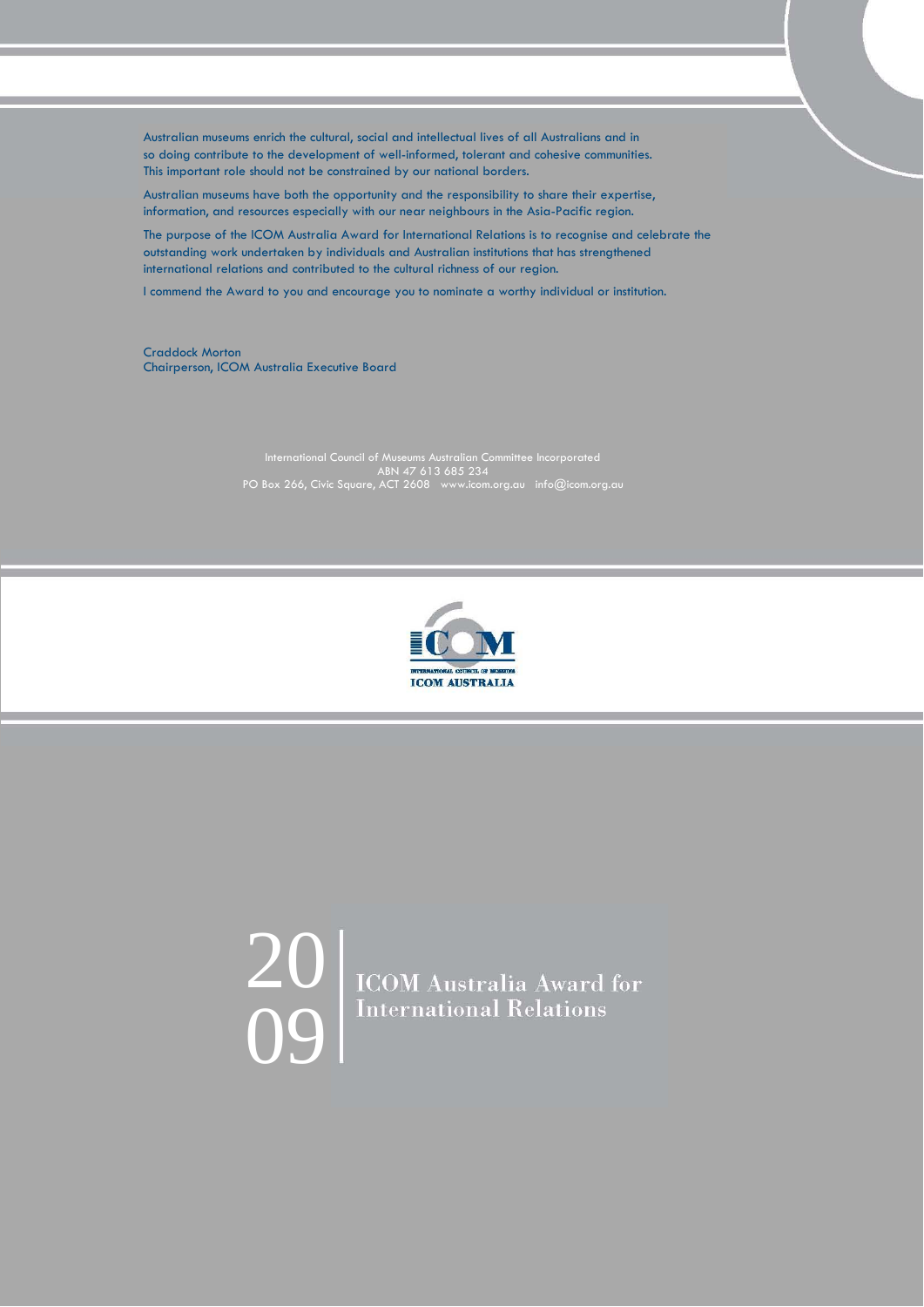Australian museums enrich the cultural, social and intellectual lives of all Australians and in so doing contribute to the development of well-informed, tolerant and cohesive communities. This important role should not be constrained by our national borders.

Australian museums have both the opportunity and the responsibility to share their expertise, information, and resources especially with our near neighbours in the Asia-Pacific region.

The purpose of the ICOM Australia Award for International Relations is to recognise and celebrate the outstanding work undertaken by individuals and Australian institutions that has strengthened international relations and contributed to the cultural richness of our region.

I commend the Award to you and encourage you to nominate a worthy individual or institution.

Craddock Morton
Chairperson, ICOM Australia Executive Board

International Council of Museums Australian Committee Incorporated
ABN 47 613 685 234
PO Box 266, Civic Square, ACT 2608 www.icom.org.au info@icom.org.au

ICOM
INTERNATIONAL COUNCIL OF MUSEUMS
ICOM AUSTRALIA

# 2009 ICOM Australia Award for International Relations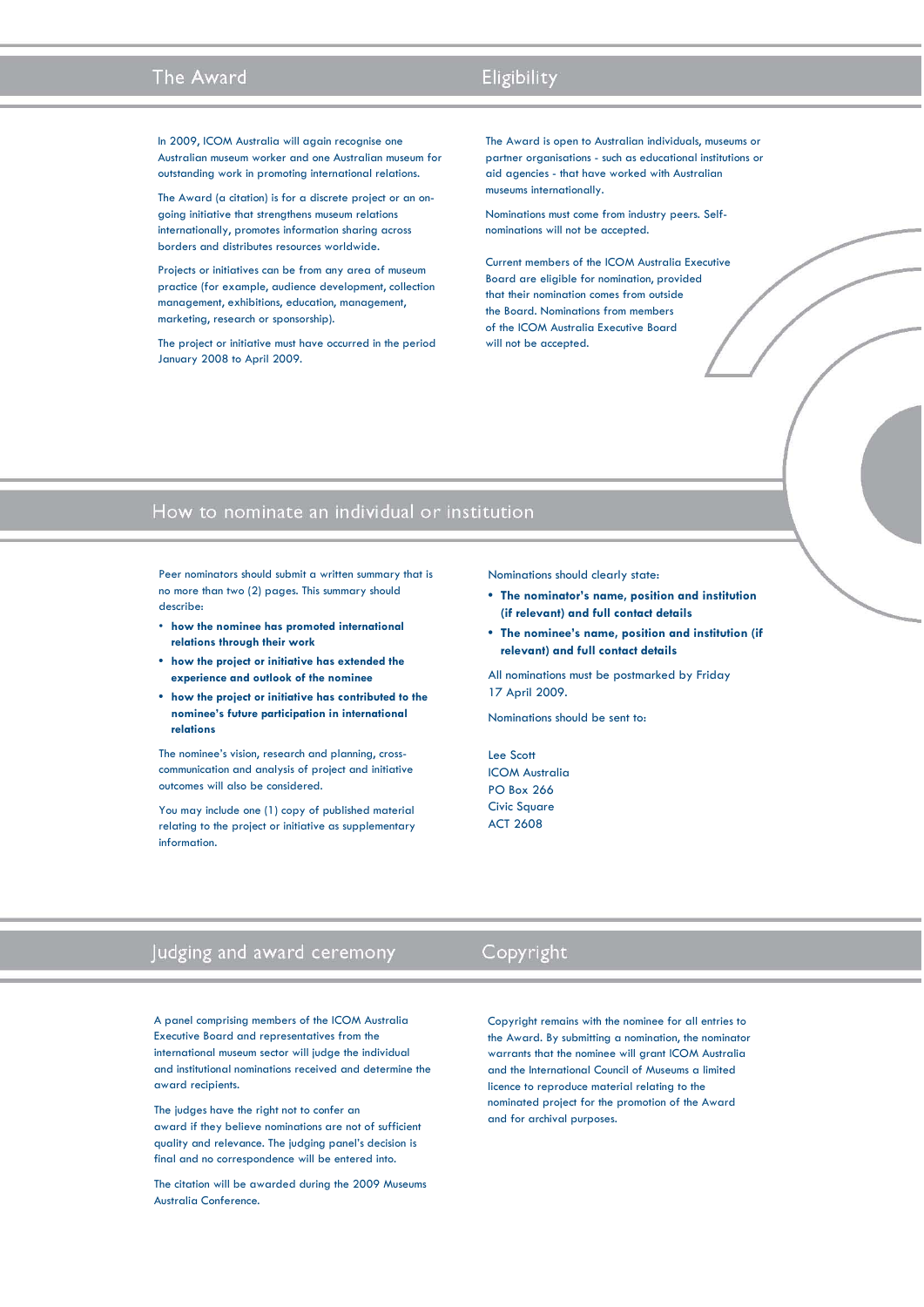## The Award

In 2009, ICOM Australia will again recognise one Australian museum worker and one Australian museum for outstanding work in promoting international relations.

The Award (a citation) is for a discrete project or an on-going initiative that strengthens museum relations internationally, promotes information sharing across borders and distributes resources worldwide.

Projects or initiatives can be from any area of museum practice (for example, audience development, collection management, exhibitions, education, management, marketing, research or sponsorship).

The project or initiative must have occurred in the period January 2008 to April 2009.

## Eligibility

The Award is open to Australian individuals, museums or partner organisations - such as educational institutions or aid agencies - that have worked with Australian museums internationally.

Nominations must come from industry peers. Self-nominations will not be accepted.

Current members of the ICOM Australia Executive Board are eligible for nomination, provided that their nomination comes from outside the Board. Nominations from members of the ICOM Australia Executive Board will not be accepted.

## How to nominate an individual or institution

Peer nominators should submit a written summary that is no more than two (2) pages. This summary should describe:

- **how the nominee has promoted international relations through their work**
- **how the project or initiative has extended the experience and outlook of the nominee**
- **how the project or initiative has contributed to the nominee's future participation in international relations**

The nominee's vision, research and planning, cross-communication and analysis of project and initiative outcomes will also be considered.

You may include one (1) copy of published material relating to the project or initiative as supplementary information.

Nominations should clearly state:

- **The nominator's name, position and institution (if relevant) and full contact details**
- **The nominee's name, position and institution (if relevant) and full contact details**

All nominations must be postmarked by Friday 17 April 2009.

Nominations should be sent to:

Lee Scott
ICOM Australia
PO Box 266
Civic Square
ACT 2608

## Judging and award ceremony

A panel comprising members of the ICOM Australia Executive Board and representatives from the international museum sector will judge the individual and institutional nominations received and determine the award recipients.

The judges have the right not to confer an award if they believe nominations are not of sufficient quality and relevance. The judging panel's decision is final and no correspondence will be entered into.

The citation will be awarded during the 2009 Museums Australia Conference.

## Copyright

Copyright remains with the nominee for all entries to the Award. By submitting a nomination, the nominator warrants that the nominee will grant ICOM Australia and the International Council of Museums a limited licence to reproduce material relating to the nominated project for the promotion of the Award and for archival purposes.